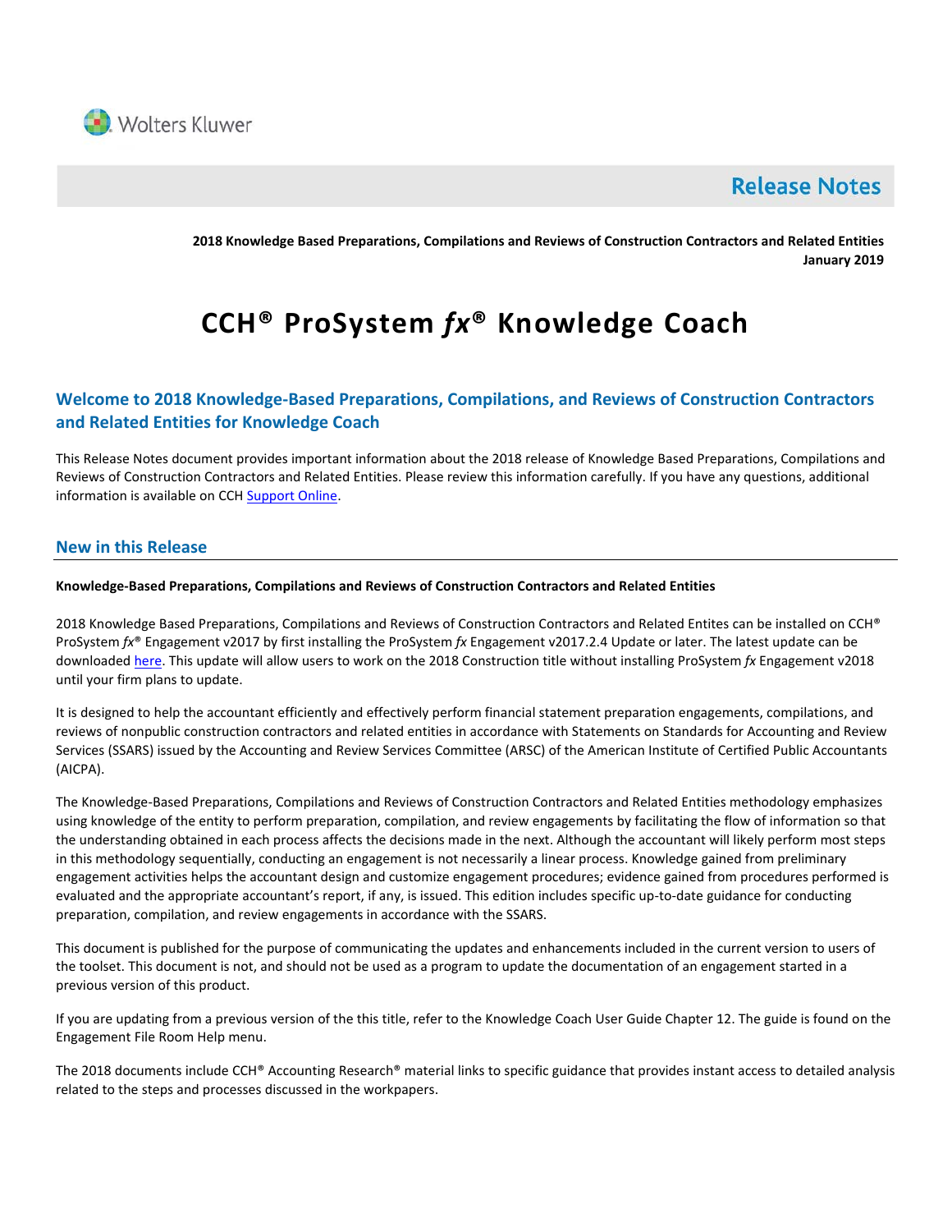Wolters Kluwer

# Release Notes

**2018 Knowledge Based Preparations, Compilations and Reviews of Construction Contractors and Related Entities**
**January 2019**

# CCH® ProSystem *fx*® Knowledge Coach

## Welcome to 2018 Knowledge-Based Preparations, Compilations, and Reviews of Construction Contractors and Related Entities for Knowledge Coach

This Release Notes document provides important information about the 2018 release of Knowledge Based Preparations, Compilations and Reviews of Construction Contractors and Related Entities. Please review this information carefully. If you have any questions, additional information is available on CCH Support Online.

## New in this Release

**Knowledge-Based Preparations, Compilations and Reviews of Construction Contractors and Related Entities**

2018 Knowledge Based Preparations, Compilations and Reviews of Construction Contractors and Related Entites can be installed on CCH® ProSystem *fx*® Engagement v2017 by first installing the ProSystem *fx* Engagement v2017.2.4 Update or later. The latest update can be downloaded here. This update will allow users to work on the 2018 Construction title without installing ProSystem *fx* Engagement v2018 until your firm plans to update.

It is designed to help the accountant efficiently and effectively perform financial statement preparation engagements, compilations, and reviews of nonpublic construction contractors and related entities in accordance with Statements on Standards for Accounting and Review Services (SSARS) issued by the Accounting and Review Services Committee (ARSC) of the American Institute of Certified Public Accountants (AICPA).

The Knowledge-Based Preparations, Compilations and Reviews of Construction Contractors and Related Entities methodology emphasizes using knowledge of the entity to perform preparation, compilation, and review engagements by facilitating the flow of information so that the understanding obtained in each process affects the decisions made in the next. Although the accountant will likely perform most steps in this methodology sequentially, conducting an engagement is not necessarily a linear process. Knowledge gained from preliminary engagement activities helps the accountant design and customize engagement procedures; evidence gained from procedures performed is evaluated and the appropriate accountant's report, if any, is issued. This edition includes specific up-to-date guidance for conducting preparation, compilation, and review engagements in accordance with the SSARS.

This document is published for the purpose of communicating the updates and enhancements included in the current version to users of the toolset. This document is not, and should not be used as a program to update the documentation of an engagement started in a previous version of this product.

If you are updating from a previous version of the this title, refer to the Knowledge Coach User Guide Chapter 12. The guide is found on the Engagement File Room Help menu.

The 2018 documents include CCH® Accounting Research® material links to specific guidance that provides instant access to detailed analysis related to the steps and processes discussed in the workpapers.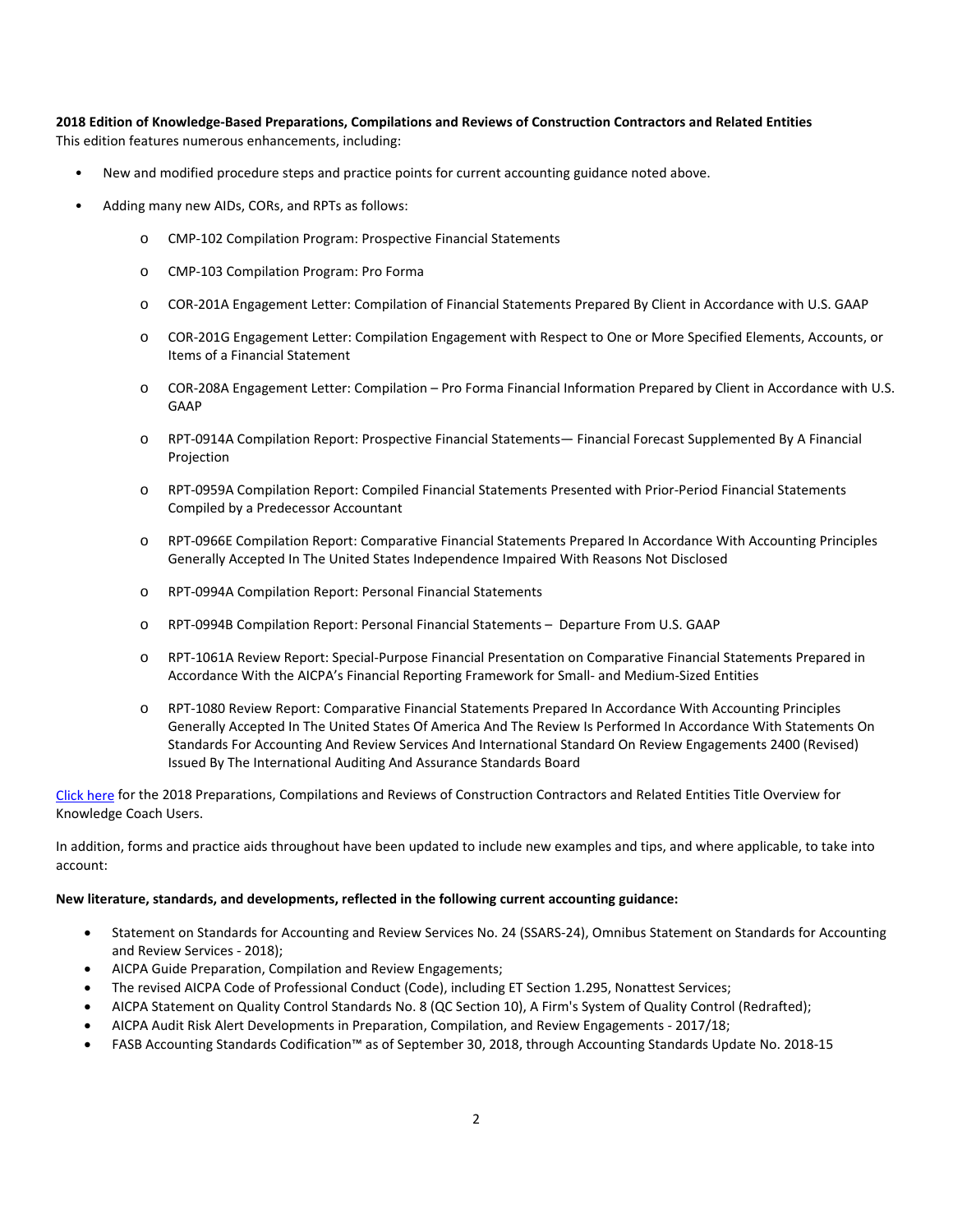**2018 Edition of Knowledge-Based Preparations, Compilations and Reviews of Construction Contractors and Related Entities**
This edition features numerous enhancements, including:

- New and modified procedure steps and practice points for current accounting guidance noted above.
- Adding many new AIDs, CORs, and RPTs as follows:
    - CMP-102 Compilation Program: Prospective Financial Statements
    - CMP-103 Compilation Program: Pro Forma
    - COR-201A Engagement Letter: Compilation of Financial Statements Prepared By Client in Accordance with U.S. GAAP
    - COR-201G Engagement Letter: Compilation Engagement with Respect to One or More Specified Elements, Accounts, or Items of a Financial Statement
    - COR-208A Engagement Letter: Compilation – Pro Forma Financial Information Prepared by Client in Accordance with U.S. GAAP
    - RPT-0914A Compilation Report: Prospective Financial Statements— Financial Forecast Supplemented By A Financial Projection
    - RPT-0959A Compilation Report: Compiled Financial Statements Presented with Prior-Period Financial Statements Compiled by a Predecessor Accountant
    - RPT-0966E Compilation Report: Comparative Financial Statements Prepared In Accordance With Accounting Principles Generally Accepted In The United States Independence Impaired With Reasons Not Disclosed
    - RPT-0994A Compilation Report: Personal Financial Statements
    - RPT-0994B Compilation Report: Personal Financial Statements – Departure From U.S. GAAP
    - RPT-1061A Review Report: Special-Purpose Financial Presentation on Comparative Financial Statements Prepared in Accordance With the AICPA's Financial Reporting Framework for Small- and Medium-Sized Entities
    - RPT-1080 Review Report: Comparative Financial Statements Prepared In Accordance With Accounting Principles Generally Accepted In The United States Of America And The Review Is Performed In Accordance With Statements On Standards For Accounting And Review Services And International Standard On Review Engagements 2400 (Revised) Issued By The International Auditing And Assurance Standards Board

Click here for the 2018 Preparations, Compilations and Reviews of Construction Contractors and Related Entities Title Overview for Knowledge Coach Users.

In addition, forms and practice aids throughout have been updated to include new examples and tips, and where applicable, to take into account:

**New literature, standards, and developments, reflected in the following current accounting guidance:**

- Statement on Standards for Accounting and Review Services No. 24 (SSARS-24), Omnibus Statement on Standards for Accounting and Review Services - 2018);
- AICPA Guide Preparation, Compilation and Review Engagements;
- The revised AICPA Code of Professional Conduct (Code), including ET Section 1.295, Nonattest Services;
- AICPA Statement on Quality Control Standards No. 8 (QC Section 10), A Firm's System of Quality Control (Redrafted);
- AICPA Audit Risk Alert Developments in Preparation, Compilation, and Review Engagements - 2017/18;
- FASB Accounting Standards Codification™ as of September 30, 2018, through Accounting Standards Update No. 2018-15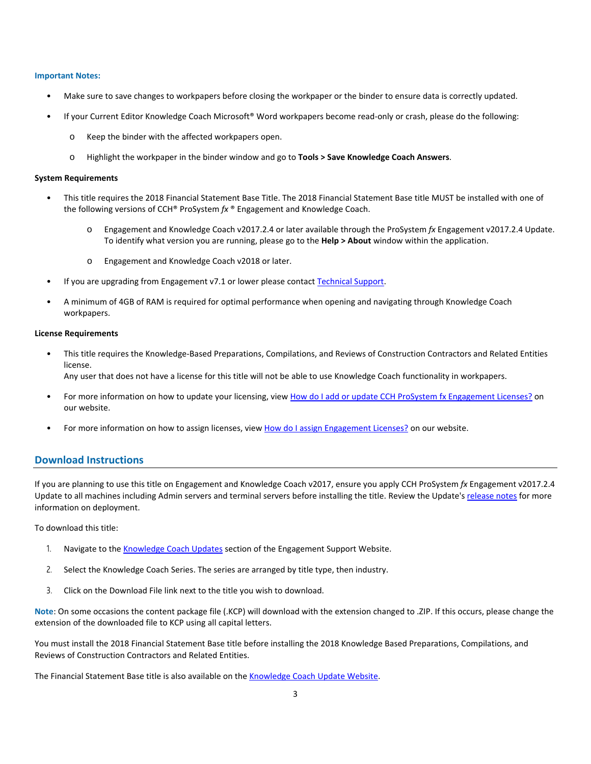**Important Notes:**

- Make sure to save changes to workpapers before closing the workpaper or the binder to ensure data is correctly updated.
- If your Current Editor Knowledge Coach Microsoft® Word workpapers become read-only or crash, please do the following:
  - Keep the binder with the affected workpapers open.
  - Highlight the workpaper in the binder window and go to **Tools > Save Knowledge Coach Answers**.

**System Requirements**

- This title requires the 2018 Financial Statement Base Title. The 2018 Financial Statement Base title MUST be installed with one of the following versions of CCH® ProSystem *fx* ® Engagement and Knowledge Coach.
  - Engagement and Knowledge Coach v2017.2.4 or later available through the ProSystem *fx* Engagement v2017.2.4 Update. To identify what version you are running, please go to the **Help > About** window within the application.
  - Engagement and Knowledge Coach v2018 or later.
- If you are upgrading from Engagement v7.1 or lower please contact Technical Support.
- A minimum of 4GB of RAM is required for optimal performance when opening and navigating through Knowledge Coach workpapers.

**License Requirements**

- This title requires the Knowledge-Based Preparations, Compilations, and Reviews of Construction Contractors and Related Entities license.
  Any user that does not have a license for this title will not be able to use Knowledge Coach functionality in workpapers.
- For more information on how to update your licensing, view How do I add or update CCH ProSystem fx Engagement Licenses? on our website.
- For more information on how to assign licenses, view How do I assign Engagement Licenses? on our website.

## Download Instructions

If you are planning to use this title on Engagement and Knowledge Coach v2017, ensure you apply CCH ProSystem *fx* Engagement v2017.2.4 Update to all machines including Admin servers and terminal servers before installing the title. Review the Update's release notes for more information on deployment.

To download this title:

1. Navigate to the Knowledge Coach Updates section of the Engagement Support Website.
2. Select the Knowledge Coach Series. The series are arranged by title type, then industry.
3. Click on the Download File link next to the title you wish to download.

**Note**: On some occasions the content package file (.KCP) will download with the extension changed to .ZIP. If this occurs, please change the extension of the downloaded file to KCP using all capital letters.

You must install the 2018 Financial Statement Base title before installing the 2018 Knowledge Based Preparations, Compilations, and Reviews of Construction Contractors and Related Entities.

The Financial Statement Base title is also available on the Knowledge Coach Update Website.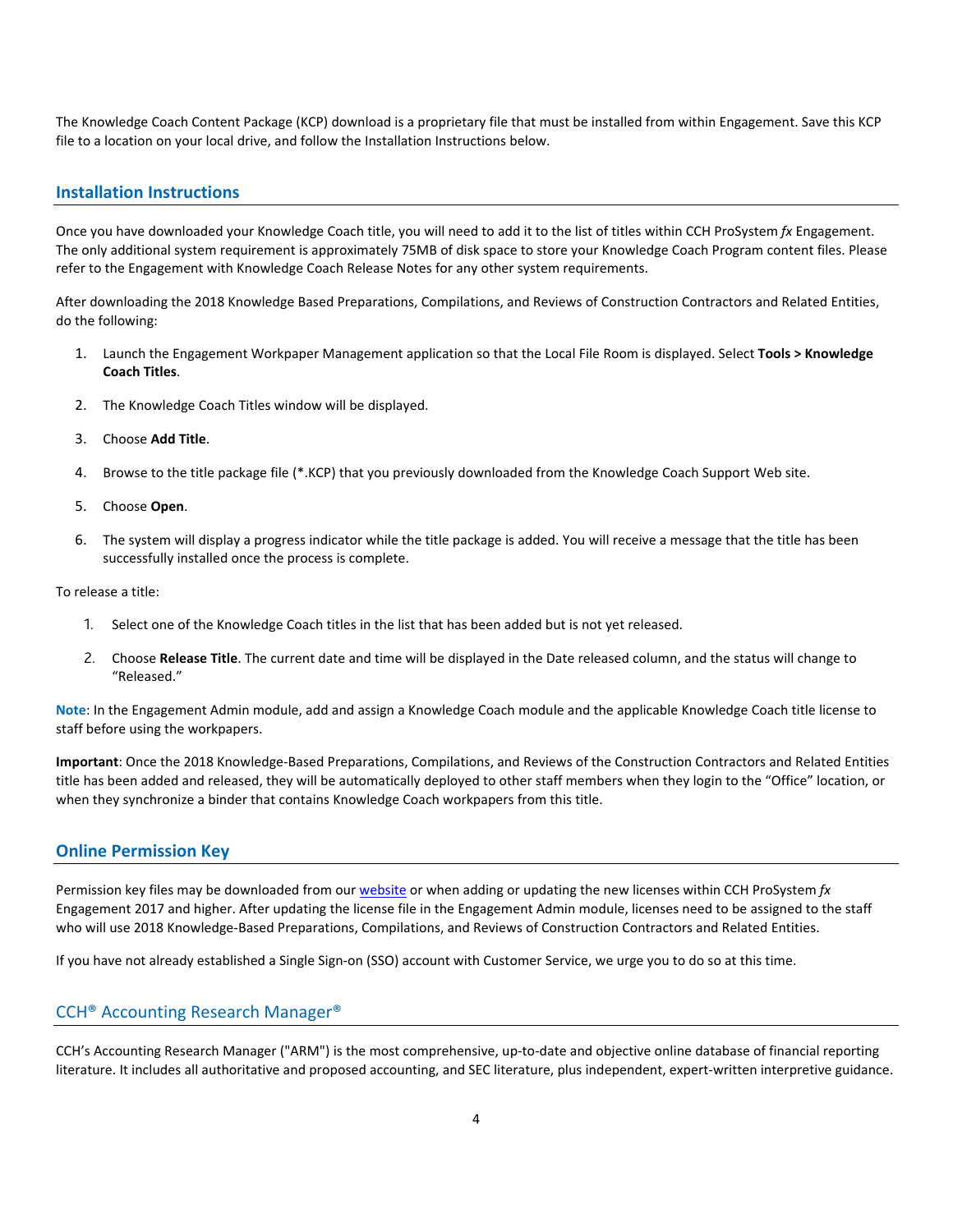The Knowledge Coach Content Package (KCP) download is a proprietary file that must be installed from within Engagement. Save this KCP file to a location on your local drive, and follow the Installation Instructions below.

## Installation Instructions

Once you have downloaded your Knowledge Coach title, you will need to add it to the list of titles within CCH ProSystem *fx* Engagement. The only additional system requirement is approximately 75MB of disk space to store your Knowledge Coach Program content files. Please refer to the Engagement with Knowledge Coach Release Notes for any other system requirements.

After downloading the 2018 Knowledge Based Preparations, Compilations, and Reviews of Construction Contractors and Related Entities, do the following:

1. Launch the Engagement Workpaper Management application so that the Local File Room is displayed. Select **Tools > Knowledge Coach Titles**.
2. The Knowledge Coach Titles window will be displayed.
3. Choose **Add Title**.
4. Browse to the title package file (*.KCP) that you previously downloaded from the Knowledge Coach Support Web site.
5. Choose **Open**.
6. The system will display a progress indicator while the title package is added. You will receive a message that the title has been successfully installed once the process is complete.

To release a title:

1. Select one of the Knowledge Coach titles in the list that has been added but is not yet released.
2. Choose **Release Title**. The current date and time will be displayed in the Date released column, and the status will change to "Released."

**Note**: In the Engagement Admin module, add and assign a Knowledge Coach module and the applicable Knowledge Coach title license to staff before using the workpapers.

**Important**: Once the 2018 Knowledge-Based Preparations, Compilations, and Reviews of the Construction Contractors and Related Entities title has been added and released, they will be automatically deployed to other staff members when they login to the "Office" location, or when they synchronize a binder that contains Knowledge Coach workpapers from this title.

## Online Permission Key

Permission key files may be downloaded from our website or when adding or updating the new licenses within CCH ProSystem *fx* Engagement 2017 and higher. After updating the license file in the Engagement Admin module, licenses need to be assigned to the staff who will use 2018 Knowledge-Based Preparations, Compilations, and Reviews of Construction Contractors and Related Entities.

If you have not already established a Single Sign-on (SSO) account with Customer Service, we urge you to do so at this time.

## CCH® Accounting Research Manager®

CCH's Accounting Research Manager ("ARM") is the most comprehensive, up-to-date and objective online database of financial reporting literature. It includes all authoritative and proposed accounting, and SEC literature, plus independent, expert-written interpretive guidance.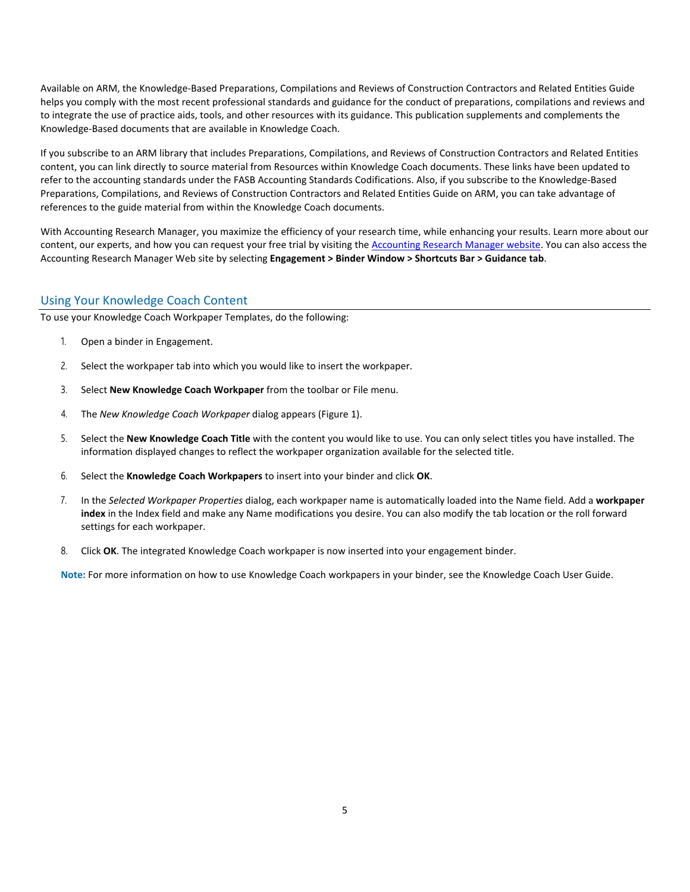Available on ARM, the Knowledge-Based Preparations, Compilations and Reviews of Construction Contractors and Related Entities Guide helps you comply with the most recent professional standards and guidance for the conduct of preparations, compilations and reviews and to integrate the use of practice aids, tools, and other resources with its guidance. This publication supplements and complements the Knowledge-Based documents that are available in Knowledge Coach.

If you subscribe to an ARM library that includes Preparations, Compilations, and Reviews of Construction Contractors and Related Entities content, you can link directly to source material from Resources within Knowledge Coach documents. These links have been updated to refer to the accounting standards under the FASB Accounting Standards Codifications. Also, if you subscribe to the Knowledge-Based Preparations, Compilations, and Reviews of Construction Contractors and Related Entities Guide on ARM, you can take advantage of references to the guide material from within the Knowledge Coach documents.

With Accounting Research Manager, you maximize the efficiency of your research time, while enhancing your results. Learn more about our content, our experts, and how you can request your free trial by visiting the Accounting Research Manager website. You can also access the Accounting Research Manager Web site by selecting **Engagement > Binder Window > Shortcuts Bar > Guidance tab**.

## Using Your Knowledge Coach Content

To use your Knowledge Coach Workpaper Templates, do the following:

1. Open a binder in Engagement.
2. Select the workpaper tab into which you would like to insert the workpaper.
3. Select **New Knowledge Coach Workpaper** from the toolbar or File menu.
4. The *New Knowledge Coach Workpaper* dialog appears (Figure 1).
5. Select the **New Knowledge Coach Title** with the content you would like to use. You can only select titles you have installed. The information displayed changes to reflect the workpaper organization available for the selected title.
6. Select the **Knowledge Coach Workpapers** to insert into your binder and click **OK**.
7. In the *Selected Workpaper Properties* dialog, each workpaper name is automatically loaded into the Name field. Add a **workpaper index** in the Index field and make any Name modifications you desire. You can also modify the tab location or the roll forward settings for each workpaper.
8. Click **OK**. The integrated Knowledge Coach workpaper is now inserted into your engagement binder.

**Note:** For more information on how to use Knowledge Coach workpapers in your binder, see the Knowledge Coach User Guide.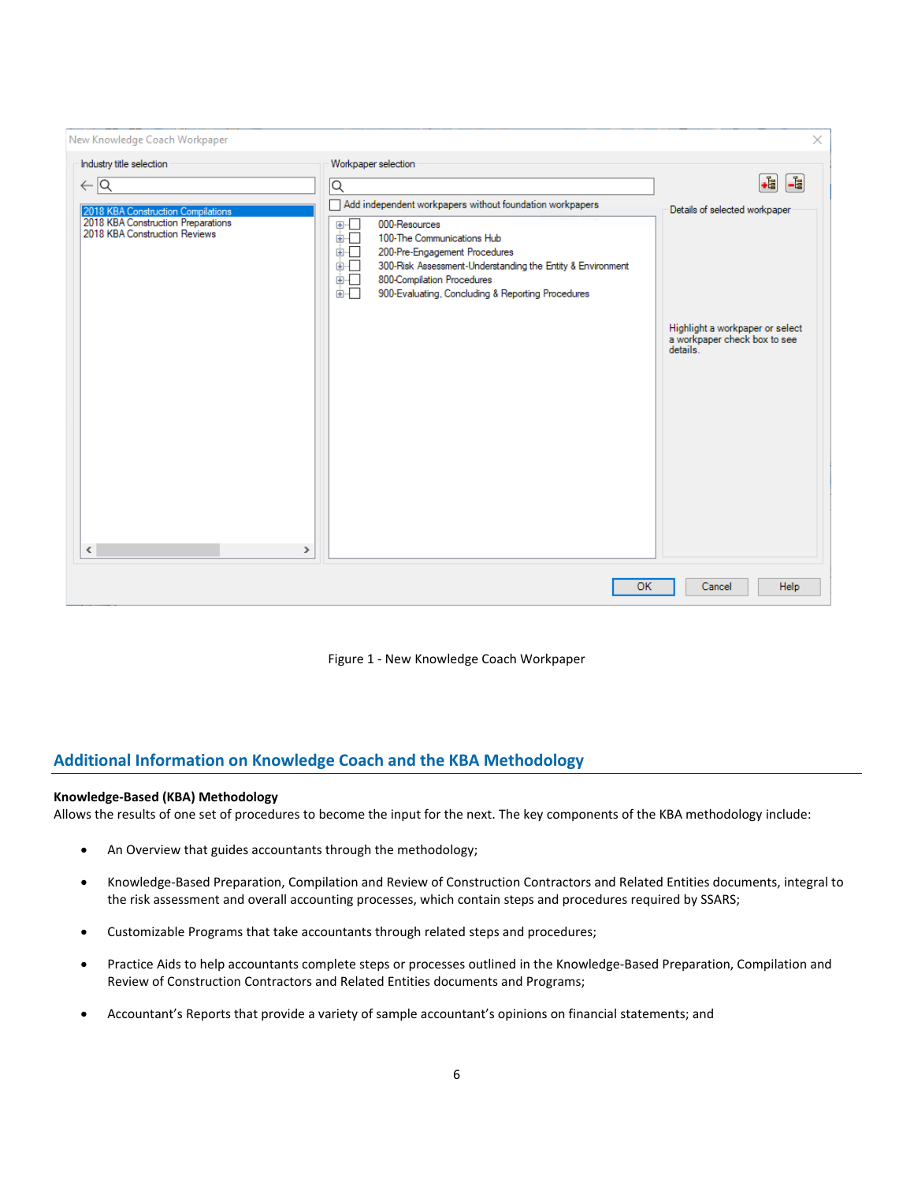Figure 1 - New Knowledge Coach Workpaper

## Additional Information on Knowledge Coach and the KBA Methodology

**Knowledge-Based (KBA) Methodology**

Allows the results of one set of procedures to become the input for the next. The key components of the KBA methodology include:

- An Overview that guides accountants through the methodology;
- Knowledge-Based Preparation, Compilation and Review of Construction Contractors and Related Entities documents, integral to the risk assessment and overall accounting processes, which contain steps and procedures required by SSARS;
- Customizable Programs that take accountants through related steps and procedures;
- Practice Aids to help accountants complete steps or processes outlined in the Knowledge-Based Preparation, Compilation and Review of Construction Contractors and Related Entities documents and Programs;
- Accountant's Reports that provide a variety of sample accountant's opinions on financial statements; and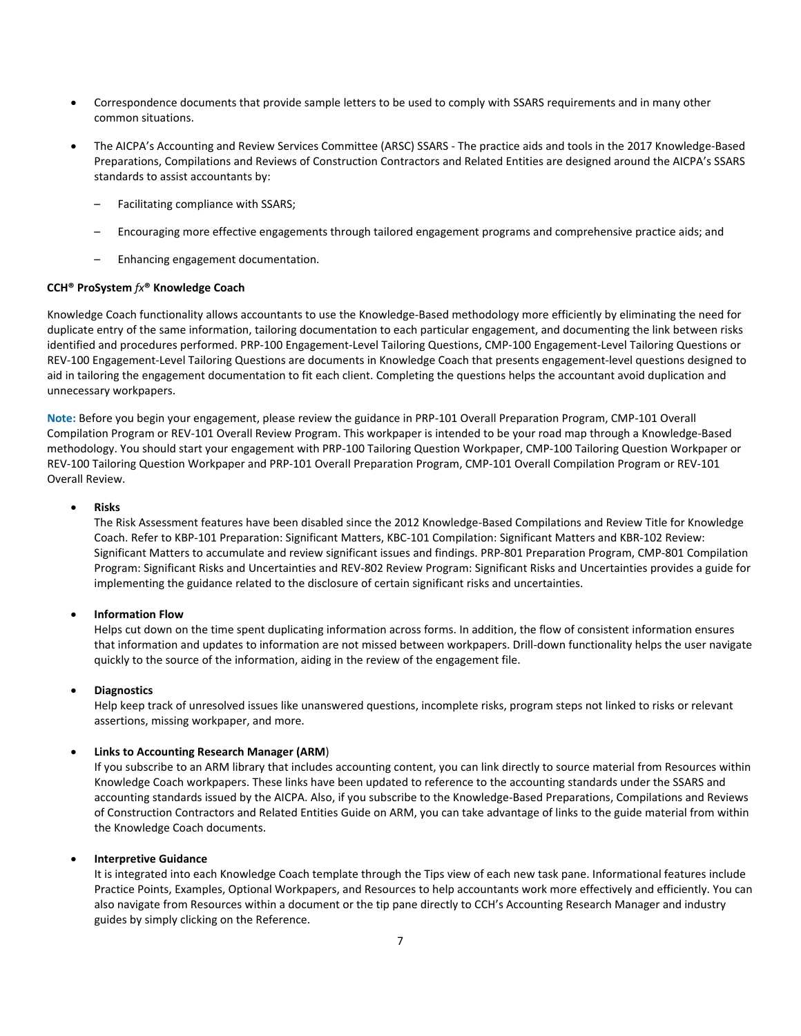- Correspondence documents that provide sample letters to be used to comply with SSARS requirements and in many other common situations.

- The AICPA's Accounting and Review Services Committee (ARSC) SSARS - The practice aids and tools in the 2017 Knowledge-Based Preparations, Compilations and Reviews of Construction Contractors and Related Entities are designed around the AICPA's SSARS standards to assist accountants by:

  – Facilitating compliance with SSARS;

  – Encouraging more effective engagements through tailored engagement programs and comprehensive practice aids; and

  – Enhancing engagement documentation.

**CCH® ProSystem *fx*® Knowledge Coach**

Knowledge Coach functionality allows accountants to use the Knowledge-Based methodology more efficiently by eliminating the need for duplicate entry of the same information, tailoring documentation to each particular engagement, and documenting the link between risks identified and procedures performed. PRP-100 Engagement-Level Tailoring Questions, CMP-100 Engagement-Level Tailoring Questions or REV-100 Engagement-Level Tailoring Questions are documents in Knowledge Coach that presents engagement-level questions designed to aid in tailoring the engagement documentation to fit each client. Completing the questions helps the accountant avoid duplication and unnecessary workpapers.

**Note:** Before you begin your engagement, please review the guidance in PRP-101 Overall Preparation Program, CMP-101 Overall Compilation Program or REV-101 Overall Review Program. This workpaper is intended to be your road map through a Knowledge-Based methodology. You should start your engagement with PRP-100 Tailoring Question Workpaper, CMP-100 Tailoring Question Workpaper or REV-100 Tailoring Question Workpaper and PRP-101 Overall Preparation Program, CMP-101 Overall Compilation Program or REV-101 Overall Review.

- **Risks**
  The Risk Assessment features have been disabled since the 2012 Knowledge-Based Compilations and Review Title for Knowledge Coach. Refer to KBP-101 Preparation: Significant Matters, KBC-101 Compilation: Significant Matters and KBR-102 Review: Significant Matters to accumulate and review significant issues and findings. PRP-801 Preparation Program, CMP-801 Compilation Program: Significant Risks and Uncertainties and REV-802 Review Program: Significant Risks and Uncertainties provides a guide for implementing the guidance related to the disclosure of certain significant risks and uncertainties.

- **Information Flow**
  Helps cut down on the time spent duplicating information across forms. In addition, the flow of consistent information ensures that information and updates to information are not missed between workpapers. Drill-down functionality helps the user navigate quickly to the source of the information, aiding in the review of the engagement file.

- **Diagnostics**
  Help keep track of unresolved issues like unanswered questions, incomplete risks, program steps not linked to risks or relevant assertions, missing workpaper, and more.

- **Links to Accounting Research Manager (ARM**)
  If you subscribe to an ARM library that includes accounting content, you can link directly to source material from Resources within Knowledge Coach workpapers. These links have been updated to reference to the accounting standards under the SSARS and accounting standards issued by the AICPA. Also, if you subscribe to the Knowledge-Based Preparations, Compilations and Reviews of Construction Contractors and Related Entities Guide on ARM, you can take advantage of links to the guide material from within the Knowledge Coach documents.

- **Interpretive Guidance**
  It is integrated into each Knowledge Coach template through the Tips view of each new task pane. Informational features include Practice Points, Examples, Optional Workpapers, and Resources to help accountants work more effectively and efficiently. You can also navigate from Resources within a document or the tip pane directly to CCH's Accounting Research Manager and industry guides by simply clicking on the Reference.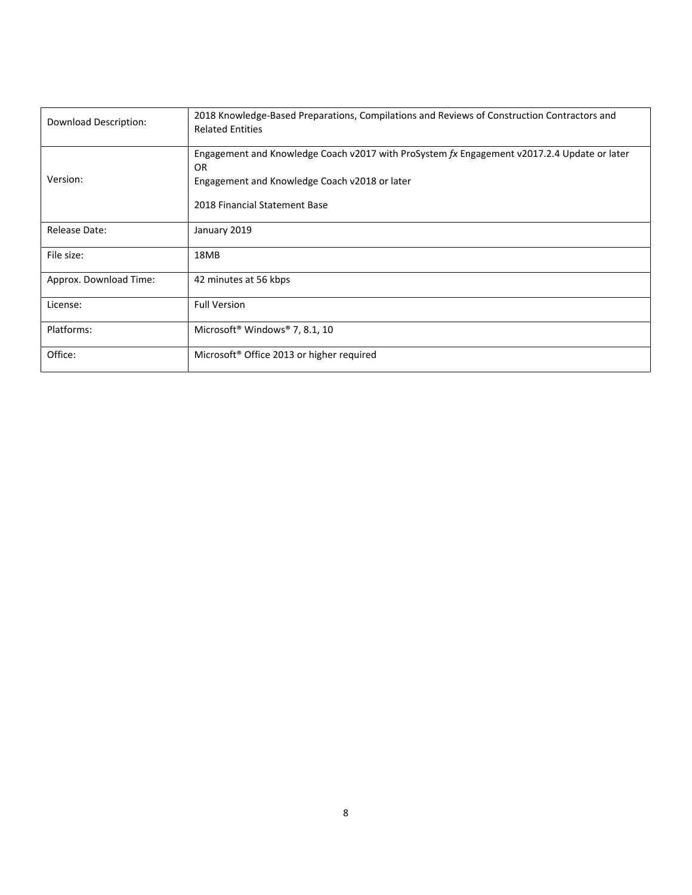| | |
|---|---|
| Download Description: | 2018 Knowledge-Based Preparations, Compilations and Reviews of Construction Contractors and Related Entities |
| Version: | Engagement and Knowledge Coach v2017 with ProSystem *fx* Engagement v2017.2.4 Update or later<br>OR<br>Engagement and Knowledge Coach v2018 or later<br><br>2018 Financial Statement Base |
| Release Date: | January 2019 |
| File size: | 18MB |
| Approx. Download Time: | 42 minutes at 56 kbps |
| License: | Full Version |
| Platforms: | Microsoft® Windows® 7, 8.1, 10 |
| Office: | Microsoft® Office 2013 or higher required |